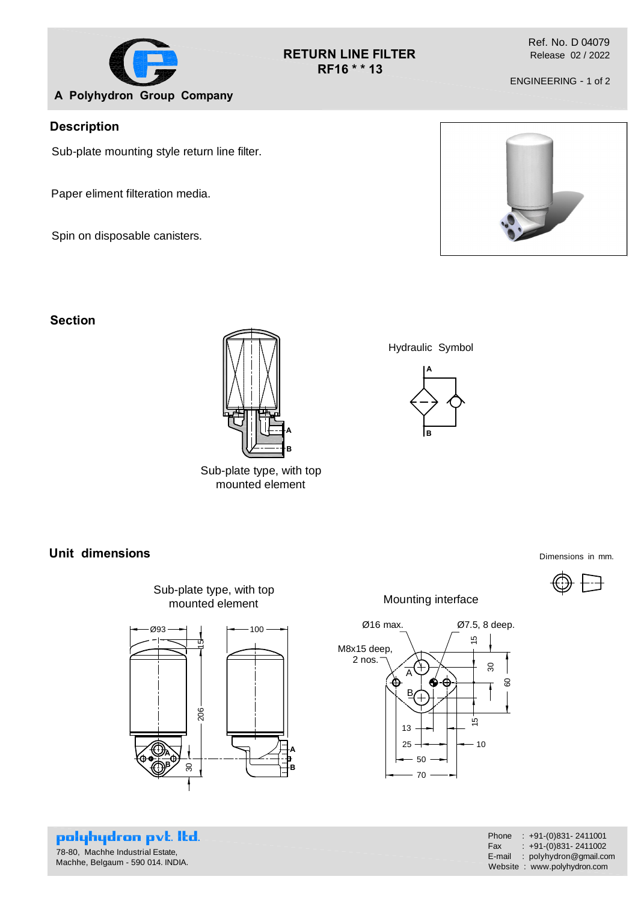A Polyhydron Group Company

# RETURN LINE FILTER
# RF16 * * 13

Ref. No. D 04079
Release 02 / 2022

ENGINEERING - 1 of 2

## Description

Sub-plate mounting style return line filter.

Paper eliment filteration media.

Spin on disposable canisters.

## Section

Sub-plate type, with top mounted element

Hydraulic Symbol

## Unit dimensions

Dimensions in mm.

Sub-plate type, with top mounted element

Mounting interface

Ø16 max.

Ø7.5, 8 deep.

M8x15 deep, 2 nos.

polyhydron pvt. ltd.
78-80, Machhe Industrial Estate,
Machhe, Belgaum - 590 014. INDIA.

Phone : +91-(0)831- 2411001
Fax : +91-(0)831- 2411002
E-mail : polyhydron@gmail.com
Website : www.polyhydron.com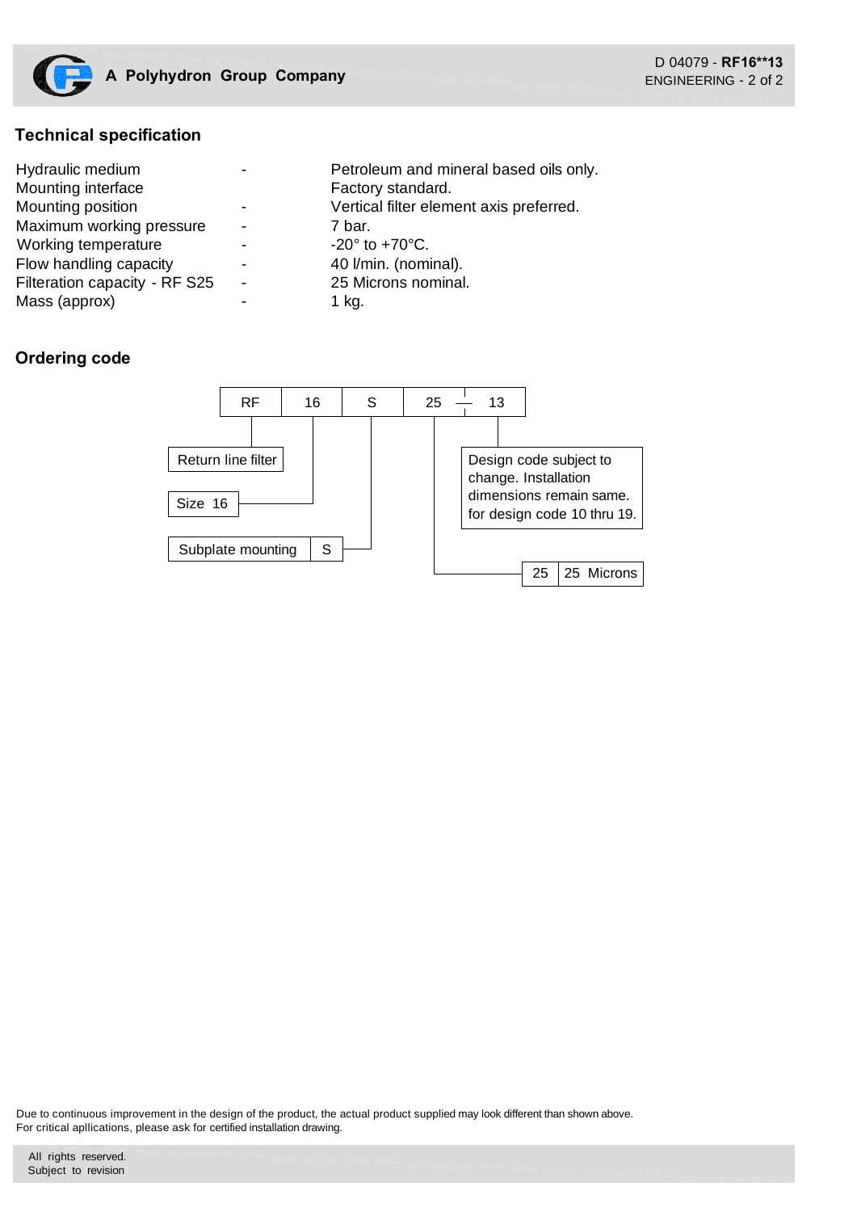## Technical specification

| | | |
|---|---|---|
| Hydraulic medium | - | Petroleum and mineral based oils only. |
| Mounting interface | | Factory standard. |
| Mounting position | - | Vertical filter element axis preferred. |
| Maximum working pressure | - | 7 bar. |
| Working temperature | - | -20° to +70°C. |
| Flow handling capacity | - | 40 l/min. (nominal). |
| Filteration capacity - RF S25 | - | 25 Microns nominal. |
| Mass (approx) | - | 1 kg. |

## Ordering code

RF 16 S 25 — 13

Return line filter

Size 16

Subplate mounting S

Design code subject to change. Installation dimensions remain same. for design code 10 thru 19.

25 25 Microns

Due to continuous improvement in the design of the product, the actual product supplied may look different than shown above.
For critical apllications, please ask for certified installation drawing.